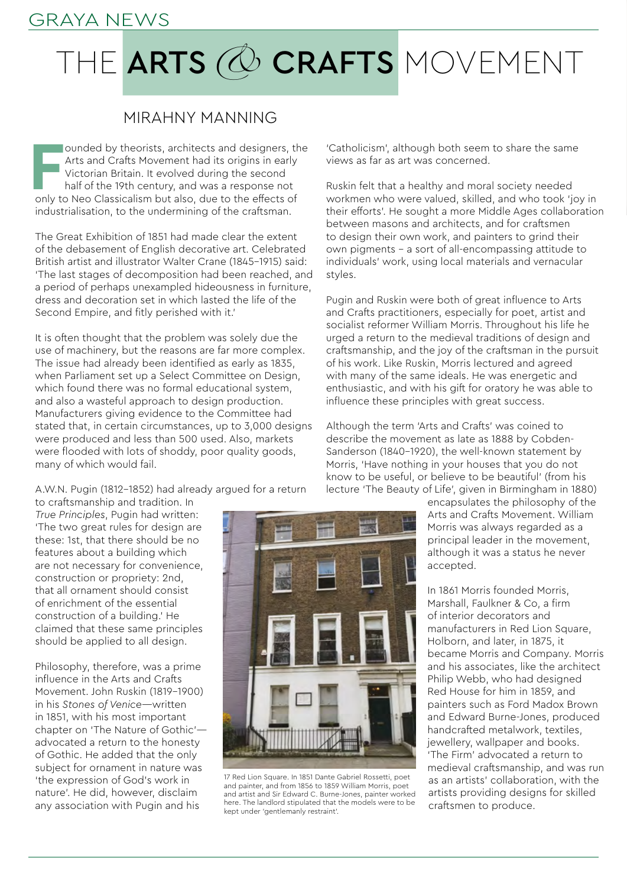# THE ARTS & CRAFTS MOVEMENT

## MIRAHNY MANNING

Founded by theorists, architects and designers, the Arts and Crafts Movement had its origins in early Victorian Britain. It evolved during the second half of the 19th century, and was a response not only to Neo Classicalism but also, due to the effects of industrialisation, to the undermining of the craftsman.

The Great Exhibition of 1851 had made clear the extent of the debasement of English decorative art. Celebrated British artist and illustrator Walter Crane (1845–1915) said: 'The last stages of decomposition had been reached, and a period of perhaps unexampled hideousness in furniture, dress and decoration set in which lasted the life of the Second Empire, and fitly perished with it.'

It is often thought that the problem was solely due the use of machinery, but the reasons are far more complex. The issue had already been identified as early as 1835, when Parliament set up a Select Committee on Design, which found there was no formal educational system, and also a wasteful approach to design production. Manufacturers giving evidence to the Committee had stated that, in certain circumstances, up to 3,000 designs were produced and less than 500 used. Also, markets were flooded with lots of shoddy, poor quality goods, many of which would fail.

A.W.N. Pugin (1812–1852) had already argued for a return to craftsmanship and tradition. In *True Principles*, Pugin had written: 'The two great rules for design are these: 1st, that there should be no features about a building which are not necessary for convenience, construction or propriety: 2nd, that all ornament should consist of enrichment of the essential construction of a building.' He claimed that these same principles should be applied to all design.

Philosophy, therefore, was a prime influence in the Arts and Crafts Movement. John Ruskin (1819–1900) in his *Stones of Venice*—written in 1851, with his most important chapter on 'The Nature of Gothic'—advocated a return to the honesty of Gothic. He added that the only subject for ornament in nature was 'the expression of God's work in nature'. He did, however, disclaim any association with Pugin and his 'Catholicism', although both seem to share the same views as far as art was concerned.

Ruskin felt that a healthy and moral society needed workmen who were valued, skilled, and who took 'joy in their efforts'. He sought a more Middle Ages collaboration between masons and architects, and for craftsmen to design their own work, and painters to grind their own pigments – a sort of all-encompassing attitude to individuals' work, using local materials and vernacular styles.

Pugin and Ruskin were both of great influence to Arts and Crafts practitioners, especially for poet, artist and socialist reformer William Morris. Throughout his life he urged a return to the medieval traditions of design and craftsmanship, and the joy of the craftsman in the pursuit of his work. Like Ruskin, Morris lectured and agreed with many of the same ideals. He was energetic and enthusiastic, and with his gift for oratory he was able to influence these principles with great success.

Although the term 'Arts and Crafts' was coined to describe the movement as late as 1888 by Cobden-Sanderson (1840–1920), the well-known statement by Morris, 'Have nothing in your houses that you do not know to be useful, or believe to be beautiful' (from his lecture 'The Beauty of Life', given in Birmingham in 1880) encapsulates the philosophy of the Arts and Crafts Movement. William Morris was always regarded as a principal leader in the movement, although it was a status he never accepted.

In 1861 Morris founded Morris, Marshall, Faulkner & Co, a firm of interior decorators and manufacturers in Red Lion Square, Holborn, and later, in 1875, it became Morris and Company. Morris and his associates, like the architect Philip Webb, who had designed Red House for him in 1859, and painters such as Ford Madox Brown and Edward Burne-Jones, produced handcrafted metalwork, textiles, jewellery, wallpaper and books. 'The Firm' advocated a return to medieval craftsmanship, and was run as an artists' collaboration, with the artists providing designs for skilled craftsmen to produce.

17 Red Lion Square. In 1851 Dante Gabriel Rossetti, poet and painter, and from 1856 to 1859 William Morris, poet and artist and Sir Edward C. Burne-Jones, painter worked here. The landlord stipulated that the models were to be kept under 'gentlemanly restraint'.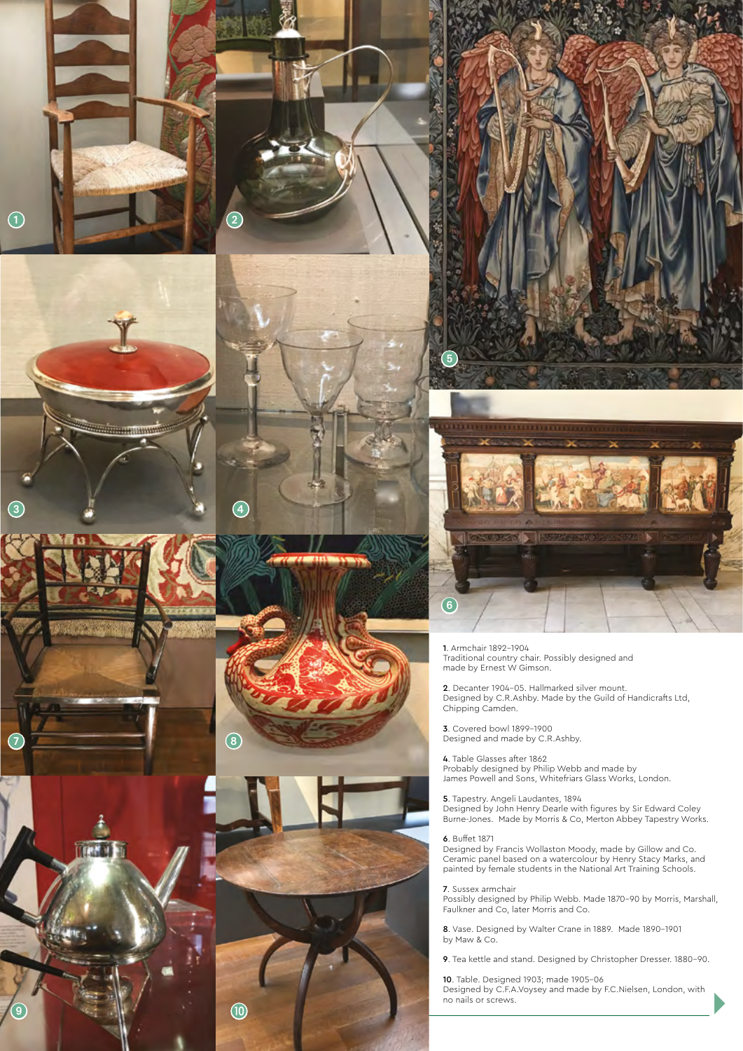1. Armchair 1892–1904
Traditional country chair. Possibly designed and made by Ernest W Gimson.

2. Decanter 1904–05. Hallmarked silver mount.
Designed by C.R.Ashby. Made by the Guild of Handicrafts Ltd, Chipping Camden.

3. Covered bowl 1899–1900
Designed and made by C.R.Ashby.

4. Table Glasses after 1862
Probably designed by Philip Webb and made by James Powell and Sons, Whitefriars Glass Works, London.

5. Tapestry. Angeli Laudantes, 1894
Designed by John Henry Dearle with figures by Sir Edward Coley Burne-Jones. Made by Morris & Co, Merton Abbey Tapestry Works.

6. Buffet 1871
Designed by Francis Wollaston Moody, made by Gillow and Co. Ceramic panel based on a watercolour by Henry Stacy Marks, and painted by female students in the National Art Training Schools.

7. Sussex armchair
Possibly designed by Philip Webb. Made 1870–90 by Morris, Marshall, Faulkner and Co, later Morris and Co.

8. Vase. Designed by Walter Crane in 1889. Made 1890–1901 by Maw & Co.

9. Tea kettle and stand. Designed by Christopher Dresser. 1880–90.

10. Table. Designed 1903; made 1905–06
Designed by C.F.A.Voysey and made by F.C.Nielsen, London, with no nails or screws.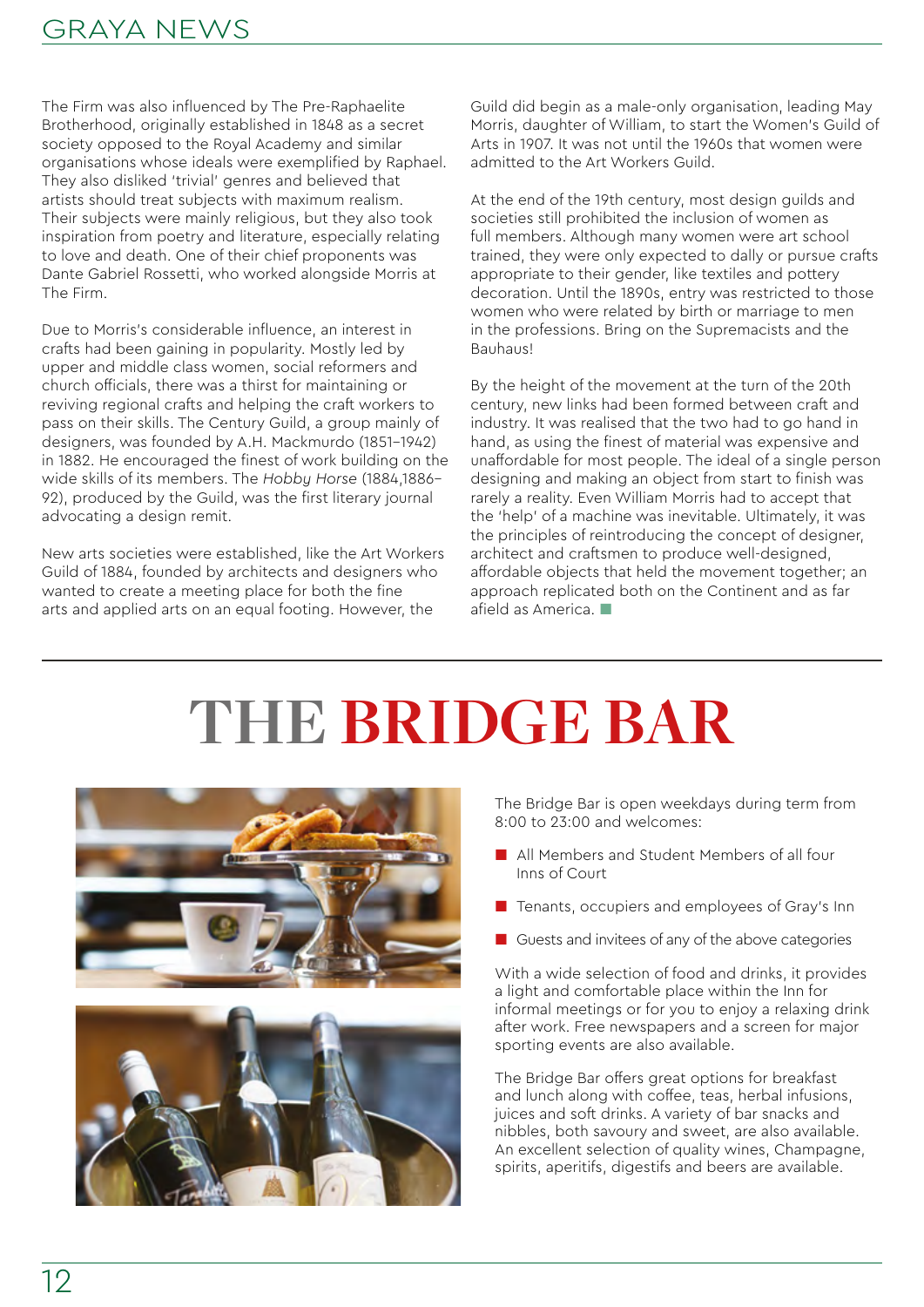The Firm was also influenced by The Pre-Raphaelite Brotherhood, originally established in 1848 as a secret society opposed to the Royal Academy and similar organisations whose ideals were exemplified by Raphael. They also disliked 'trivial' genres and believed that artists should treat subjects with maximum realism. Their subjects were mainly religious, but they also took inspiration from poetry and literature, especially relating to love and death. One of their chief proponents was Dante Gabriel Rossetti, who worked alongside Morris at The Firm.

Due to Morris's considerable influence, an interest in crafts had been gaining in popularity. Mostly led by upper and middle class women, social reformers and church officials, there was a thirst for maintaining or reviving regional crafts and helping the craft workers to pass on their skills. The Century Guild, a group mainly of designers, was founded by A.H. Mackmurdo (1851–1942) in 1882. He encouraged the finest of work building on the wide skills of its members. The *Hobby Horse* (1884,1886–92), produced by the Guild, was the first literary journal advocating a design remit.

New arts societies were established, like the Art Workers Guild of 1884, founded by architects and designers who wanted to create a meeting place for both the fine arts and applied arts on an equal footing. However, the Guild did begin as a male-only organisation, leading May Morris, daughter of William, to start the Women's Guild of Arts in 1907. It was not until the 1960s that women were admitted to the Art Workers Guild.

At the end of the 19th century, most design guilds and societies still prohibited the inclusion of women as full members. Although many women were art school trained, they were only expected to dally or pursue crafts appropriate to their gender, like textiles and pottery decoration. Until the 1890s, entry was restricted to those women who were related by birth or marriage to men in the professions. Bring on the Supremacists and the Bauhaus!

By the height of the movement at the turn of the 20th century, new links had been formed between craft and industry. It was realised that the two had to go hand in hand, as using the finest of material was expensive and unaffordable for most people. The ideal of a single person designing and making an object from start to finish was rarely a reality. Even William Morris had to accept that the 'help' of a machine was inevitable. Ultimately, it was the principles of reintroducing the concept of designer, architect and craftsmen to produce well-designed, affordable objects that held the movement together; an approach replicated both on the Continent and as far afield as America.

# THE BRIDGE BAR

The Bridge Bar is open weekdays during term from 8:00 to 23:00 and welcomes:

- All Members and Student Members of all four Inns of Court
- Tenants, occupiers and employees of Gray's Inn
- Guests and invitees of any of the above categories

With a wide selection of food and drinks, it provides a light and comfortable place within the Inn for informal meetings or for you to enjoy a relaxing drink after work. Free newspapers and a screen for major sporting events are also available.

The Bridge Bar offers great options for breakfast and lunch along with coffee, teas, herbal infusions, juices and soft drinks. A variety of bar snacks and nibbles, both savoury and sweet, are also available. An excellent selection of quality wines, Champagne, spirits, aperitifs, digestifs and beers are available.